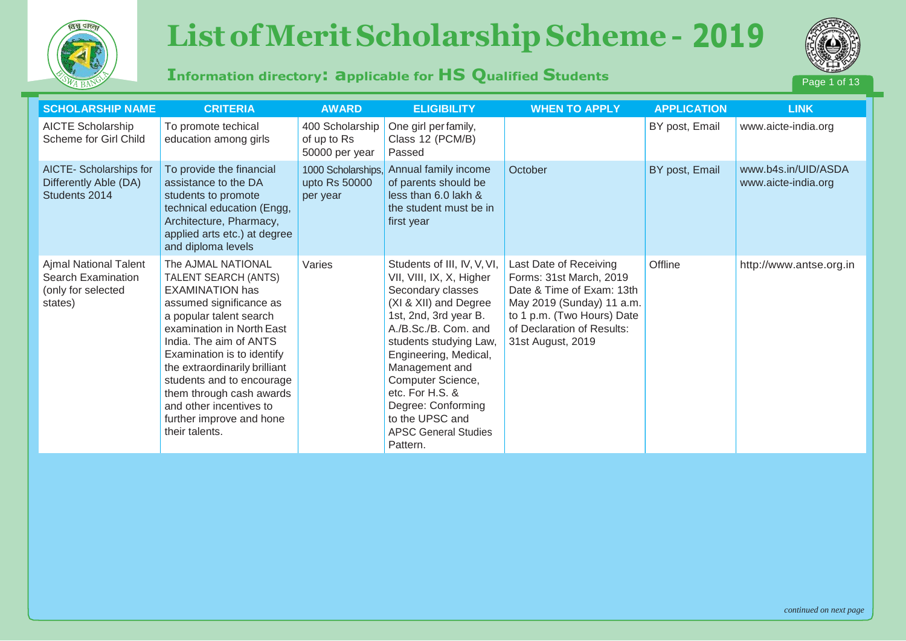# List of Merit Scholarship Scheme - 2019

## Information directory: applicable for HS Qualified Students

| SCHOLARSHIP NAME | CRITERIA | AWARD | ELIGIBILITY | WHEN TO APPLY | APPLICATION | LINK |
|---|---|---|---|---|---|---|
| AICTE Scholarship Scheme for Girl Child | To promote techical education among girls | 400 Scholarship of up to Rs 50000 per year | One girl per family, Class 12 (PCM/B) Passed | | BY post, Email | www.aicte-india.org |
| AICTE- Scholarships for Differently Able (DA) Students 2014 | To provide the financial assistance to the DA students to promote technical education (Engg, Architecture, Pharmacy, applied arts etc.) at degree and diploma levels | 1000 Scholarships, upto Rs 50000 per year | Annual family income of parents should be less than 6.0 lakh & the student must be in first year | October | BY post, Email | www.b4s.in/UID/ASDA www.aicte-india.org |
| Ajmal National Talent Search Examination (only for selected states) | The AJMAL NATIONAL TALENT SEARCH (ANTS) EXAMINATION has assumed significance as a popular talent search examination in North East India. The aim of ANTS Examination is to identify the extraordinarily brilliant students and to encourage them through cash awards and other incentives to further improve and hone their talents. | Varies | Students of III, IV, V, VI, VII, VIII, IX, X, Higher Secondary classes (XI & XII) and Degree 1st, 2nd, 3rd year B. A./B.Sc./B. Com. and students studying Law, Engineering, Medical, Management and Computer Science, etc. For H.S. & Degree: Conforming to the UPSC and APSC General Studies Pattern. | Last Date of Receiving Forms: 31st March, 2019 Date & Time of Exam: 13th May 2019 (Sunday) 11 a.m. to 1 p.m. (Two Hours) Date of Declaration of Results: 31st August, 2019 | Offline | http://www.antse.org.in |

*continued on next page*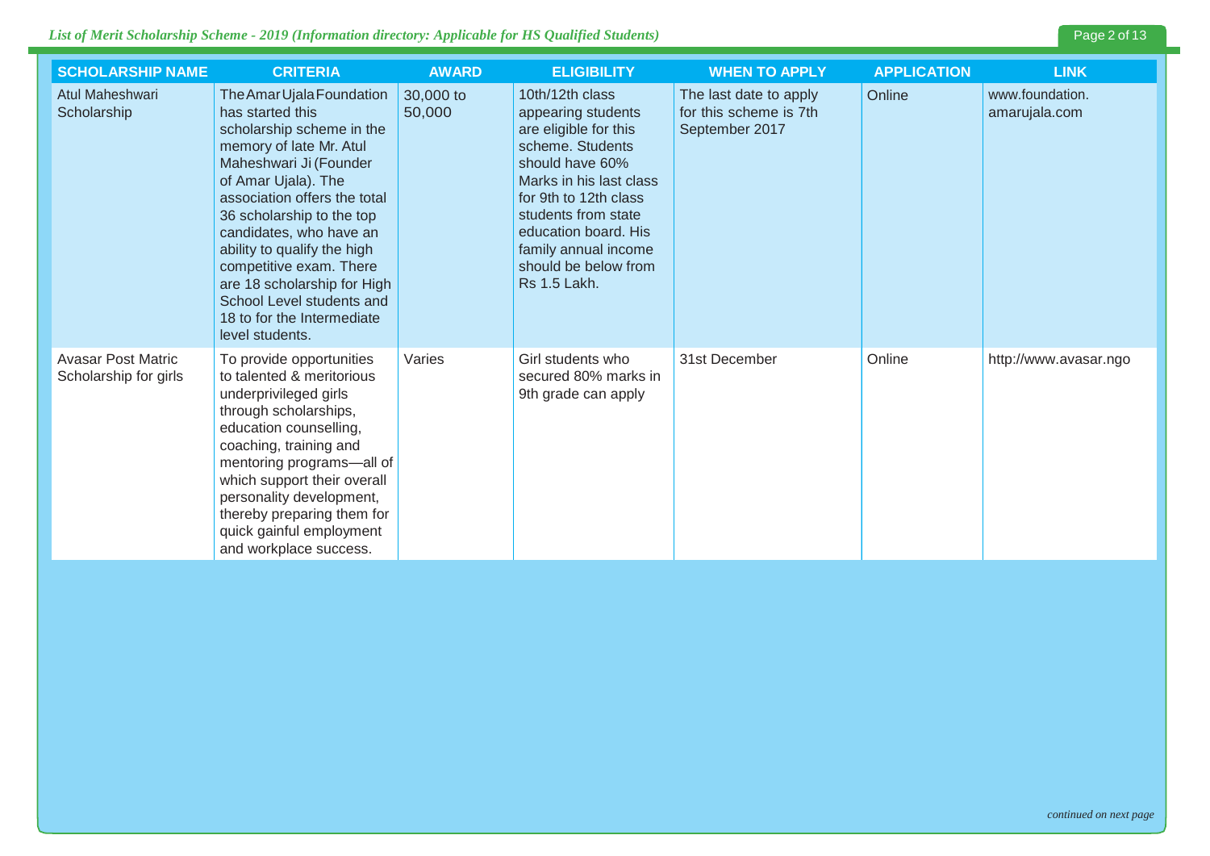| SCHOLARSHIP NAME | CRITERIA | AWARD | ELIGIBILITY | WHEN TO APPLY | APPLICATION | LINK |
|---|---|---|---|---|---|---|
| Atul Maheshwari Scholarship | The Amar Ujala Foundation has started this scholarship scheme in the memory of late Mr. Atul Maheshwari Ji (Founder of Amar Ujala). The association offers the total 36 scholarship to the top candidates, who have an ability to qualify the high competitive exam. There are 18 scholarship for High School Level students and 18 to for the Intermediate level students. | 30,000 to 50,000 | 10th/12th class appearing students are eligible for this scheme. Students should have 60% Marks in his last class for 9th to 12th class students from state education board. His family annual income should be below from Rs 1.5 Lakh. | The last date to apply for this scheme is 7th September 2017 | Online | www.foundation.amarujala.com |
| Avasar Post Matric Scholarship for girls | To provide opportunities to talented & meritorious underprivileged girls through scholarships, education counselling, coaching, training and mentoring programs—all of which support their overall personality development, thereby preparing them for quick gainful employment and workplace success. | Varies | Girl students who secured 80% marks in 9th grade can apply | 31st December | Online | http://www.avasar.ngo |

*continued on next page*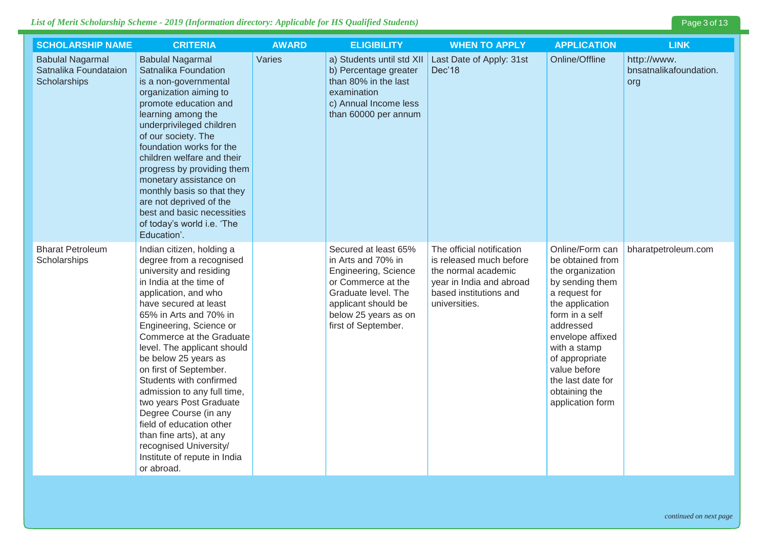| SCHOLARSHIP NAME | CRITERIA | AWARD | ELIGIBILITY | WHEN TO APPLY | APPLICATION | LINK |
|---|---|---|---|---|---|---|
| Babulal Nagarmal Satnalika Foundataion Scholarships | Babulal Nagarmal Satnalika Foundation is a non-governmental organization aiming to promote education and learning among the underprivileged children of our society. The foundation works for the children welfare and their progress by providing them monetary assistance on monthly basis so that they are not deprived of the best and basic necessities of today's world i.e. 'The Education'. | Varies | a) Students until std XII<br>b) Percentage greater than 80% in the last examination<br>c) Annual Income less than 60000 per annum | Last Date of Apply: 31st Dec'18 | Online/Offline | http://www.bnsatnalikafoundation.org |
| Bharat Petroleum Scholarships | Indian citizen, holding a degree from a recognised university and residing in India at the time of application, and who have secured at least 65% in Arts and 70% in Engineering, Science or Commerce at the Graduate level. The applicant should be below 25 years as on first of September. Students with confirmed admission to any full time, two years Post Graduate Degree Course (in any field of education other than fine arts), at any recognised University/ Institute of repute in India or abroad. | | Secured at least 65% in Arts and 70% in Engineering, Science or Commerce at the Graduate level. The applicant should be below 25 years as on first of September. | The official notification is released much before the normal academic year in India and abroad based institutions and universities. | Online/Form can be obtained from the organization by sending them a request for the application form in a self addressed envelope affixed with a stamp of appropriate value before the last date for obtaining the application form | bharatpetroleum.com |

*continued on next page*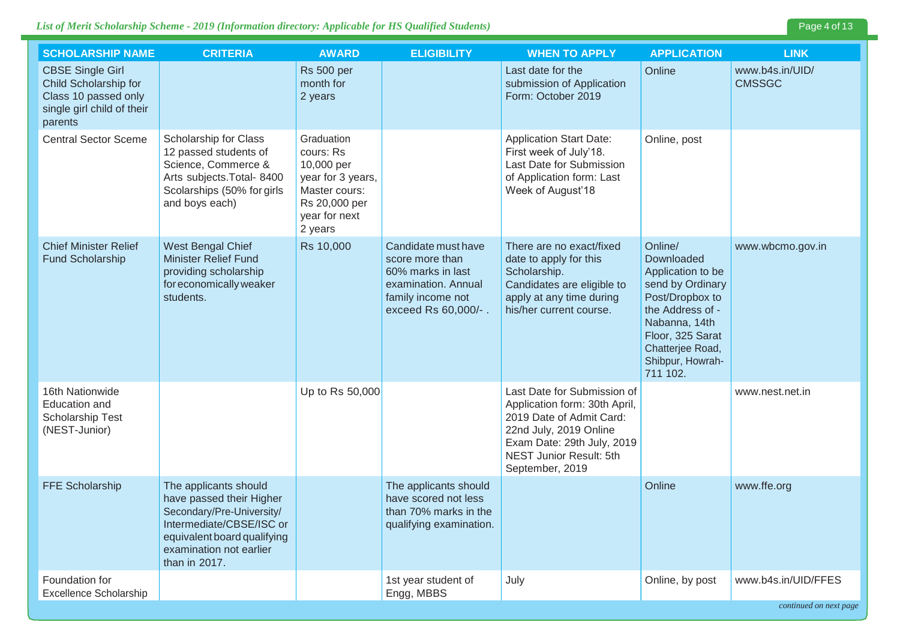| SCHOLARSHIP NAME | CRITERIA | AWARD | ELIGIBILITY | WHEN TO APPLY | APPLICATION | LINK |
|---|---|---|---|---|---|---|
| CBSE Single Girl Child Scholarship for Class 10 passed only single girl child of their parents | | Rs 500 per month for 2 years | | Last date for the submission of Application Form: October 2019 | Online | www.b4s.in/UID/CMSSGC |
| Central Sector Sceme | Scholarship for Class 12 passed students of Science, Commerce & Arts subjects.Total- 8400 Scolarships (50% for girls and boys each) | Graduation cours: Rs 10,000 per year for 3 years, Master cours: Rs 20,000 per year for next 2 years | | Application Start Date: First week of July'18. Last Date for Submission of Application form: Last Week of August'18 | Online, post | |
| Chief Minister Relief Fund Scholarship | West Bengal Chief Minister Relief Fund providing scholarship for economically weaker students. | Rs 10,000 | Candidate must have score more than 60% marks in last examination. Annual family income not exceed Rs 60,000/- . | There are no exact/fixed date to apply for this Scholarship. Candidates are eligible to apply at any time during his/her current course. | Online/ Downloaded Application to be send by Ordinary Post/Dropbox to the Address of - Nabanna, 14th Floor, 325 Sarat Chatterjee Road, Shibpur, Howrah-711 102. | www.wbcmo.gov.in |
| 16th Nationwide Education and Scholarship Test (NEST-Junior) | | Up to Rs 50,000 | | Last Date for Submission of Application form: 30th April, 2019 Date of Admit Card: 22nd July, 2019 Online Exam Date: 29th July, 2019 NEST Junior Result: 5th September, 2019 | | www.nest.net.in |
| FFE Scholarship | The applicants should have passed their Higher Secondary/Pre-University/ Intermediate/CBSE/ISC or equivalent board qualifying examination not earlier than in 2017. | | The applicants should have scored not less than 70% marks in the qualifying examination. | | Online | www.ffe.org |
| Foundation for Excellence Scholarship | | | 1st year student of Engg, MBBS | July | Online, by post | www.b4s.in/UID/FFES |

*continued on next page*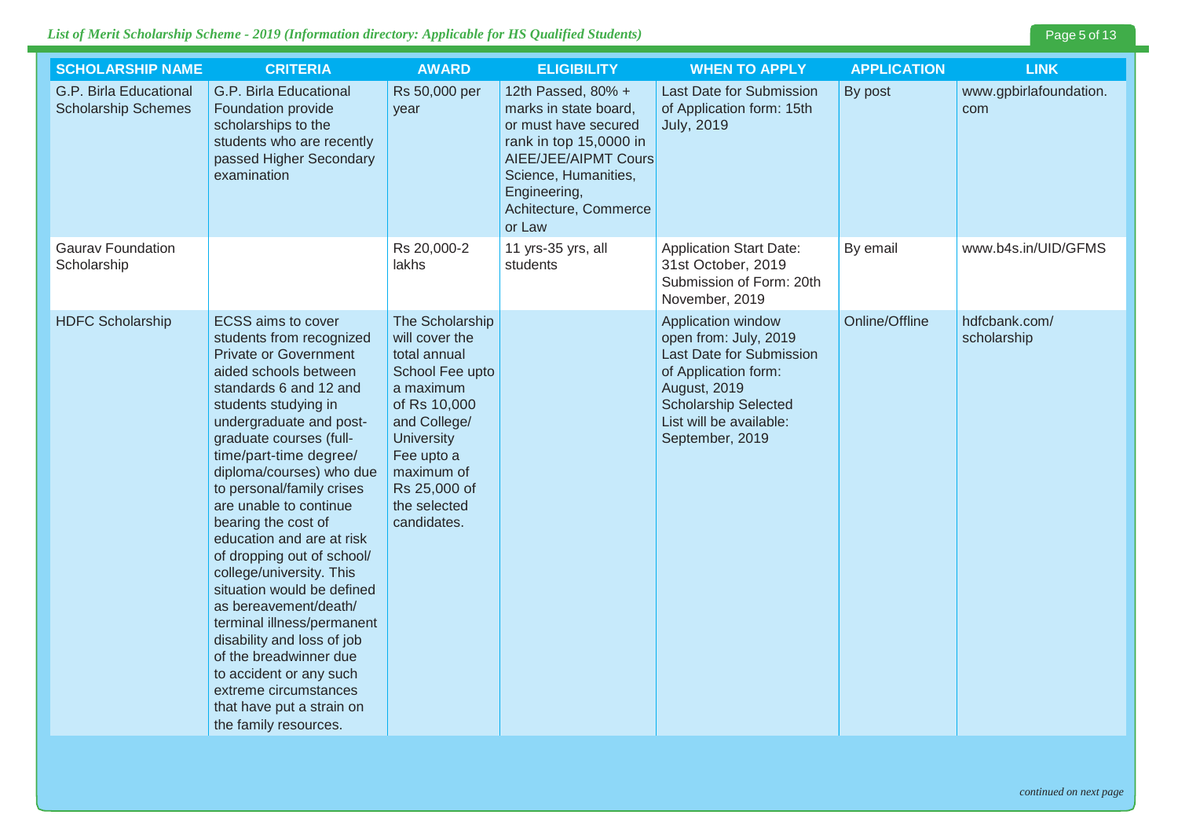| SCHOLARSHIP NAME | CRITERIA | AWARD | ELIGIBILITY | WHEN TO APPLY | APPLICATION | LINK |
|---|---|---|---|---|---|---|
| G.P. Birla Educational Scholarship Schemes | G.P. Birla Educational Foundation provide scholarships to the students who are recently passed Higher Secondary examination | Rs 50,000 per year | 12th Passed, 80% + marks in state board, or must have secured rank in top 15,0000 in AIEE/JEE/AIPMT Cours Science, Humanities, Engineering, Achitecture, Commerce or Law | Last Date for Submission of Application form: 15th July, 2019 | By post | www.gpbirlafoundation.com |
| Gaurav Foundation Scholarship | | Rs 20,000-2 lakhs | 11 yrs-35 yrs, all students | Application Start Date: 31st October, 2019 Submission of Form: 20th November, 2019 | By email | www.b4s.in/UID/GFMS |
| HDFC Scholarship | ECSS aims to cover students from recognized Private or Government aided schools between standards 6 and 12 and students studying in undergraduate and post-graduate courses (full-time/part-time degree/ diploma/courses) who due to personal/family crises are unable to continue bearing the cost of education and are at risk of dropping out of school/ college/university. This situation would be defined as bereavement/death/ terminal illness/permanent disability and loss of job of the breadwinner due to accident or any such extreme circumstances that have put a strain on the family resources. | The Scholarship will cover the total annual School Fee upto a maximum of Rs 10,000 and College/ University Fee upto a maximum of Rs 25,000 of the selected candidates. | | Application window open from: July, 2019 Last Date for Submission of Application form: August, 2019 Scholarship Selected List will be available: September, 2019 | Online/Offline | hdfcbank.com/ scholarship |

*continued on next page*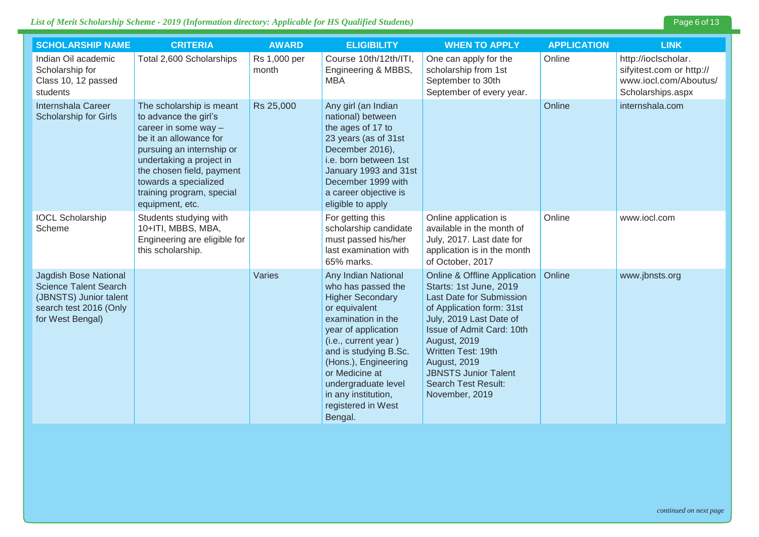| SCHOLARSHIP NAME | CRITERIA | AWARD | ELIGIBILITY | WHEN TO APPLY | APPLICATION | LINK |
|---|---|---|---|---|---|---|
| Indian Oil academic Scholarship for Class 10, 12 passed students | Total 2,600 Scholarships | Rs 1,000 per month | Course 10th/12th/ITI, Engineering & MBBS, MBA | One can apply for the scholarship from 1st September to 30th September of every year. | Online | http://ioclscholar.sifyitest.com or http://www.iocl.com/Aboutus/Scholarships.aspx |
| Internshala Career Scholarship for Girls | The scholarship is meant to advance the girl's career in some way – be it an allowance for pursuing an internship or undertaking a project in the chosen field, payment towards a specialized training program, special equipment, etc. | Rs 25,000 | Any girl (an Indian national) between the ages of 17 to 23 years (as of 31st December 2016), i.e. born between 1st January 1993 and 31st December 1999 with a career objective is eligible to apply | | Online | internshala.com |
| IOCL Scholarship Scheme | Students studying with 10+ITI, MBBS, MBA, Engineering are eligible for this scholarship. | | For getting this scholarship candidate must passed his/her last examination with 65% marks. | Online application is available in the month of July, 2017. Last date for application is in the month of October, 2017 | Online | www.iocl.com |
| Jagdish Bose National Science Talent Search (JBNSTS) Junior talent search test 2016 (Only for West Bengal) | | Varies | Any Indian National who has passed the Higher Secondary or equivalent examination in the year of application (i.e., current year ) and is studying B.Sc. (Hons.), Engineering or Medicine at undergraduate level in any institution, registered in West Bengal. | Online & Offline Application Starts: 1st June, 2019 Last Date for Submission of Application form: 31st July, 2019 Last Date of Issue of Admit Card: 10th August, 2019 Written Test: 19th August, 2019 JBNSTS Junior Talent Search Test Result: November, 2019 | Online | www.jbnsts.org |

*continued on next page*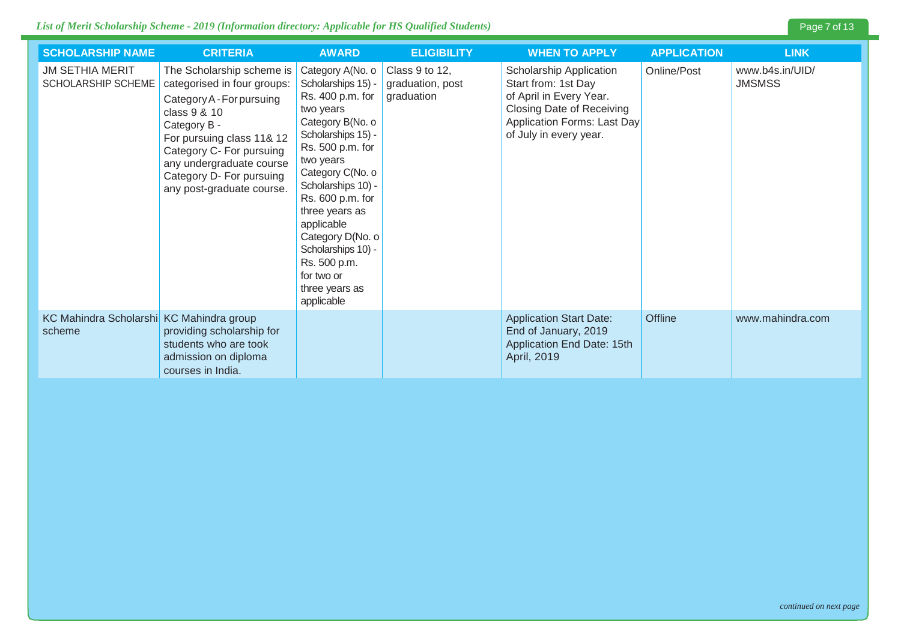| SCHOLARSHIP NAME | CRITERIA | AWARD | ELIGIBILITY | WHEN TO APPLY | APPLICATION | LINK |
|---|---|---|---|---|---|---|
| JM SETHIA MERIT SCHOLARSHIP SCHEME | The Scholarship scheme is categorised in four groups: Category A - For pursuing class 9 & 10 Category B - For pursuing class 11& 12 Category C- For pursuing any undergraduate course Category D- For pursuing any post-graduate course. | Category A(No. o Scholarships 15) - Rs. 400 p.m. for two years Category B(No. o Scholarships 15) - Rs. 500 p.m. for two years Category C(No. o Scholarships 10) - Rs. 600 p.m. for three years as applicable Category D(No. o Scholarships 10) - Rs. 500 p.m. for two or three years as applicable | Class 9 to 12, graduation, post graduation | Scholarship Application Start from: 1st Day of April in Every Year. Closing Date of Receiving Application Forms: Last Day of July in every year. | Online/Post | www.b4s.in/UID/JMSMSS |
| KC Mahindra Scholarshi scheme | KC Mahindra group providing scholarship for students who are took admission on diploma courses in India. | | | Application Start Date: End of January, 2019 Application End Date: 15th April, 2019 | Offline | www.mahindra.com |

*continued on next page*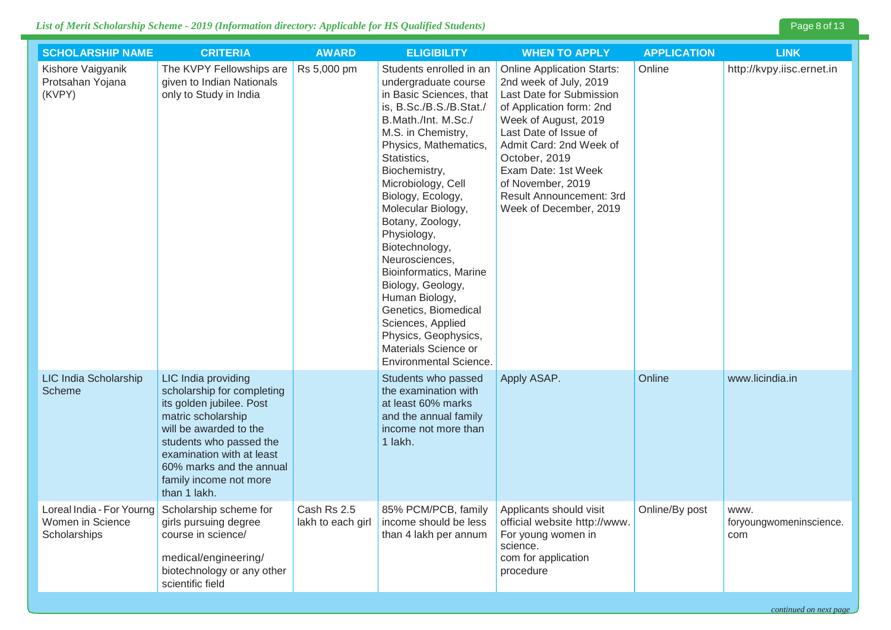| SCHOLARSHIP NAME | CRITERIA | AWARD | ELIGIBILITY | WHEN TO APPLY | APPLICATION | LINK |
|---|---|---|---|---|---|---|
| Kishore Vaigyanik Protsahan Yojana (KVPY) | The KVPY Fellowships are given to Indian Nationals only to Study in India | Rs 5,000 pm | Students enrolled in an undergraduate course in Basic Sciences, that is, B.Sc./B.S./B.Stat./ B.Math./Int. M.Sc./ M.S. in Chemistry, Physics, Mathematics, Statistics, Biochemistry, Microbiology, Cell Biology, Ecology, Molecular Biology, Botany, Zoology, Physiology, Biotechnology, Neurosciences, Bioinformatics, Marine Biology, Geology, Human Biology, Genetics, Biomedical Sciences, Applied Physics, Geophysics, Materials Science or Environmental Science. | Online Application Starts: 2nd week of July, 2019 Last Date for Submission of Application form: 2nd Week of August, 2019 Last Date of Issue of Admit Card: 2nd Week of October, 2019 Exam Date: 1st Week of November, 2019 Result Announcement: 3rd Week of December, 2019 | Online | http://kvpy.iisc.ernet.in |
| LIC India Scholarship Scheme | LIC India providing scholarship for completing its golden jubilee. Post matric scholarship will be awarded to the students who passed the examination with at least 60% marks and the annual family income not more than 1 lakh. | | Students who passed the examination with at least 60% marks and the annual family income not more than 1 lakh. | Apply ASAP. | Online | www.licindia.in |
| Loreal India - For Yourng Women in Science Scholarships | Scholarship scheme for girls pursuing degree course in science/ medical/engineering/ biotechnology or any other scientific field | Cash Rs 2.5 lakh to each girl | 85% PCM/PCB, family income should be less than 4 lakh per annum | Applicants should visit official website http://www. For young women in science. com for application procedure | Online/By post | www. foryoungwomeninscience. com |

*continued on next page*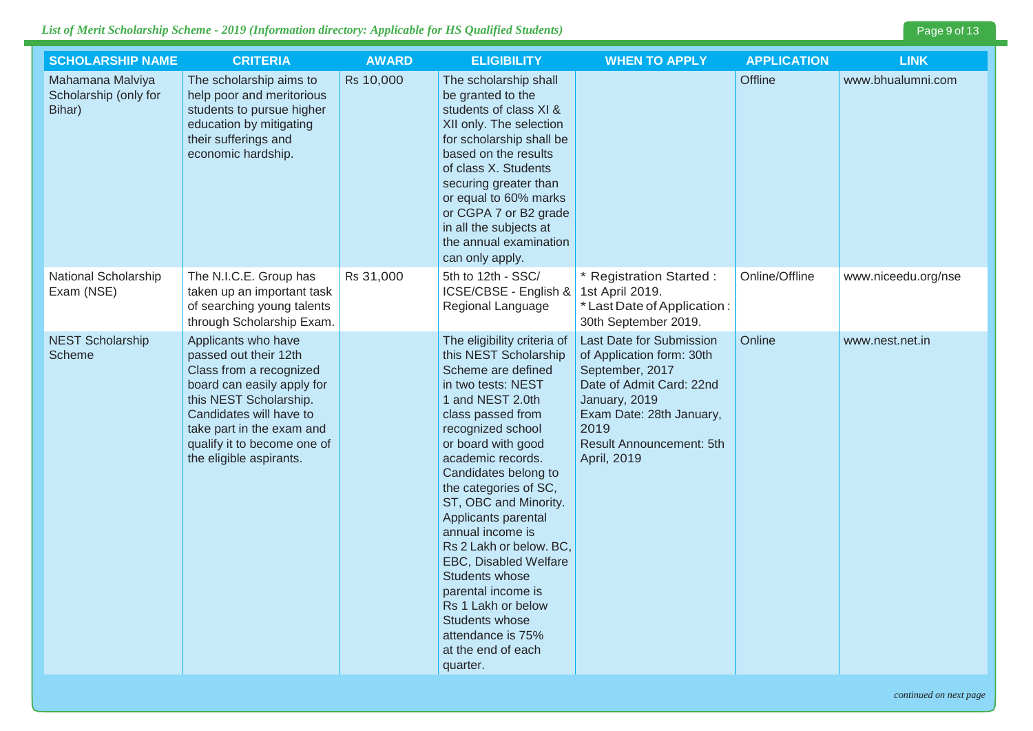| SCHOLARSHIP NAME | CRITERIA | AWARD | ELIGIBILITY | WHEN TO APPLY | APPLICATION | LINK |
|---|---|---|---|---|---|---|
| Mahamana Malviya Scholarship (only for Bihar) | The scholarship aims to help poor and meritorious students to pursue higher education by mitigating their sufferings and economic hardship. | Rs 10,000 | The scholarship shall be granted to the students of class XI & XII only. The selection for scholarship shall be based on the results of class X. Students securing greater than or equal to 60% marks or CGPA 7 or B2 grade in all the subjects at the annual examination can only apply. | | Offline | www.bhualumni.com |
| National Scholarship Exam (NSE) | The N.I.C.E. Group has taken up an important task of searching young talents through Scholarship Exam. | Rs 31,000 | 5th to 12th - SSC/ ICSE/CBSE - English & Regional Language | * Registration Started : 1st April 2019.<br>* Last Date of Application : 30th September 2019. | Online/Offline | www.niceedu.org/nse |
| NEST Scholarship Scheme | Applicants who have passed out their 12th Class from a recognized board can easily apply for this NEST Scholarship. Candidates will have to take part in the exam and qualify it to become one of the eligible aspirants. | | The eligibility criteria of this NEST Scholarship Scheme are defined in two tests: NEST 1 and NEST 2.0th class passed from recognized school or board with good academic records. Candidates belong to the categories of SC, ST, OBC and Minority. Applicants parental annual income is Rs 2 Lakh or below. BC, EBC, Disabled Welfare Students whose parental income is Rs 1 Lakh or below Students whose attendance is 75% at the end of each quarter. | Last Date for Submission of Application form: 30th September, 2017<br>Date of Admit Card: 22nd January, 2019<br>Exam Date: 28th January, 2019<br>Result Announcement: 5th April, 2019 | Online | www.nest.net.in |

*continued on next page*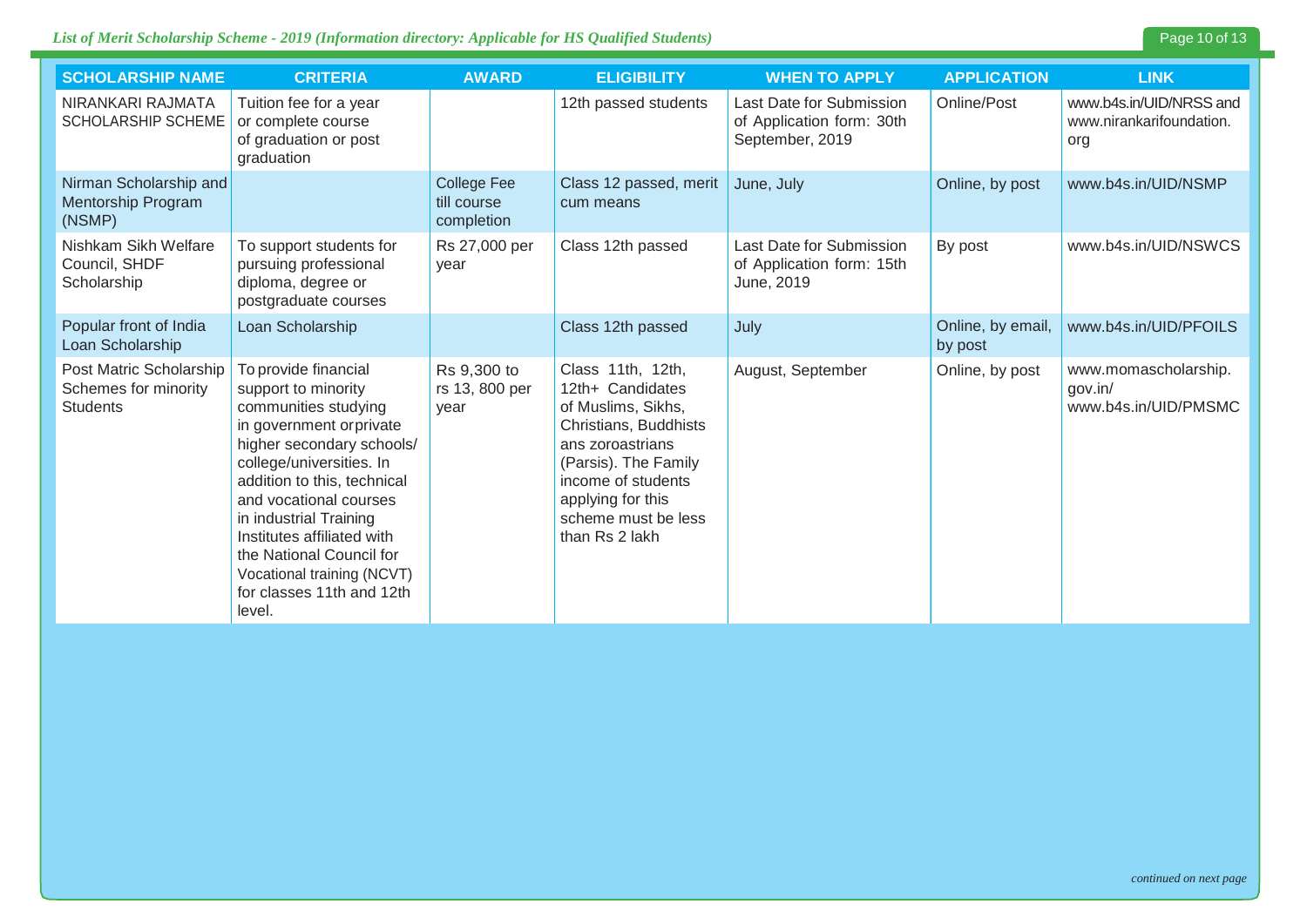| SCHOLARSHIP NAME | CRITERIA | AWARD | ELIGIBILITY | WHEN TO APPLY | APPLICATION | LINK |
|---|---|---|---|---|---|---|
| NIRANKARI RAJMATA SCHOLARSHIP SCHEME | Tuition fee for a year or complete course of graduation or post graduation | | 12th passed students | Last Date for Submission of Application form: 30th September, 2019 | Online/Post | www.b4s.in/UID/NRSS and www.nirankarifoundation.org |
| Nirman Scholarship and Mentorship Program (NSMP) | | College Fee till course completion | Class 12 passed, merit cum means | June, July | Online, by post | www.b4s.in/UID/NSMP |
| Nishkam Sikh Welfare Council, SHDF Scholarship | To support students for pursuing professional diploma, degree or postgraduate courses | Rs 27,000 per year | Class 12th passed | Last Date for Submission of Application form: 15th June, 2019 | By post | www.b4s.in/UID/NSWCS |
| Popular front of India Loan Scholarship | Loan Scholarship | | Class 12th passed | July | Online, by email, by post | www.b4s.in/UID/PFOILS |
| Post Matric Scholarship Schemes for minority Students | To provide financial support to minority communities studying in government orprivate higher secondary schools/ college/universities. In addition to this, technical and vocational courses in industrial Training Institutes affiliated with the National Council for Vocational training (NCVT) for classes 11th and 12th level. | Rs 9,300 to rs 13, 800 per year | Class 11th, 12th, 12th+ Candidates of Muslims, Sikhs, Christians, Buddhists ans zoroastrians (Parsis). The Family income of students applying for this scheme must be less than Rs 2 lakh | August, September | Online, by post | www.momascholarship.gov.in/ www.b4s.in/UID/PMSMC |

*continued on next page*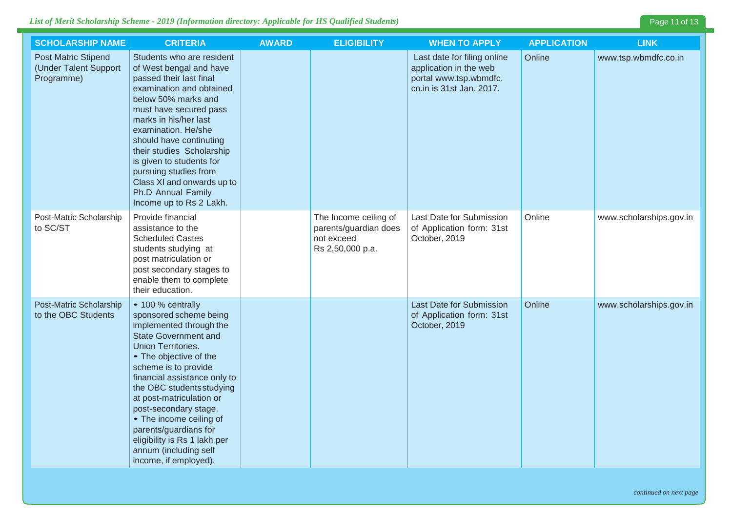| SCHOLARSHIP NAME | CRITERIA | AWARD | ELIGIBILITY | WHEN TO APPLY | APPLICATION | LINK |
|---|---|---|---|---|---|---|
| Post Matric Stipend (Under Talent Support Programme) | Students who are resident of West bengal and have passed their last final examination and obtained below 50% marks and must have secured pass marks in his/her last examination. He/she should have continuting their studies Scholarship is given to students for pursuing studies from Class XI and onwards up to Ph.D Annual Family Income up to Rs 2 Lakh. | | | Last date for filing online application in the web portal www.tsp.wbmdfc.co.in is 31st Jan. 2017. | Online | www.tsp.wbmdfc.co.in |
| Post-Matric Scholarship to SC/ST | Provide financial assistance to the Scheduled Castes students studying at post matriculation or post secondary stages to enable them to complete their education. | | The Income ceiling of parents/guardian does not exceed Rs 2,50,000 p.a. | Last Date for Submission of Application form: 31st October, 2019 | Online | www.scholarships.gov.in |
| Post-Matric Scholarship to the OBC Students | • 100 % centrally sponsored scheme being implemented through the State Government and Union Territories.<br>• The objective of the scheme is to provide financial assistance only to the OBC students studying at post-matriculation or post-secondary stage.<br>• The income ceiling of parents/guardians for eligibility is Rs 1 lakh per annum (including self income, if employed). | | | Last Date for Submission of Application form: 31st October, 2019 | Online | www.scholarships.gov.in |

*continued on next page*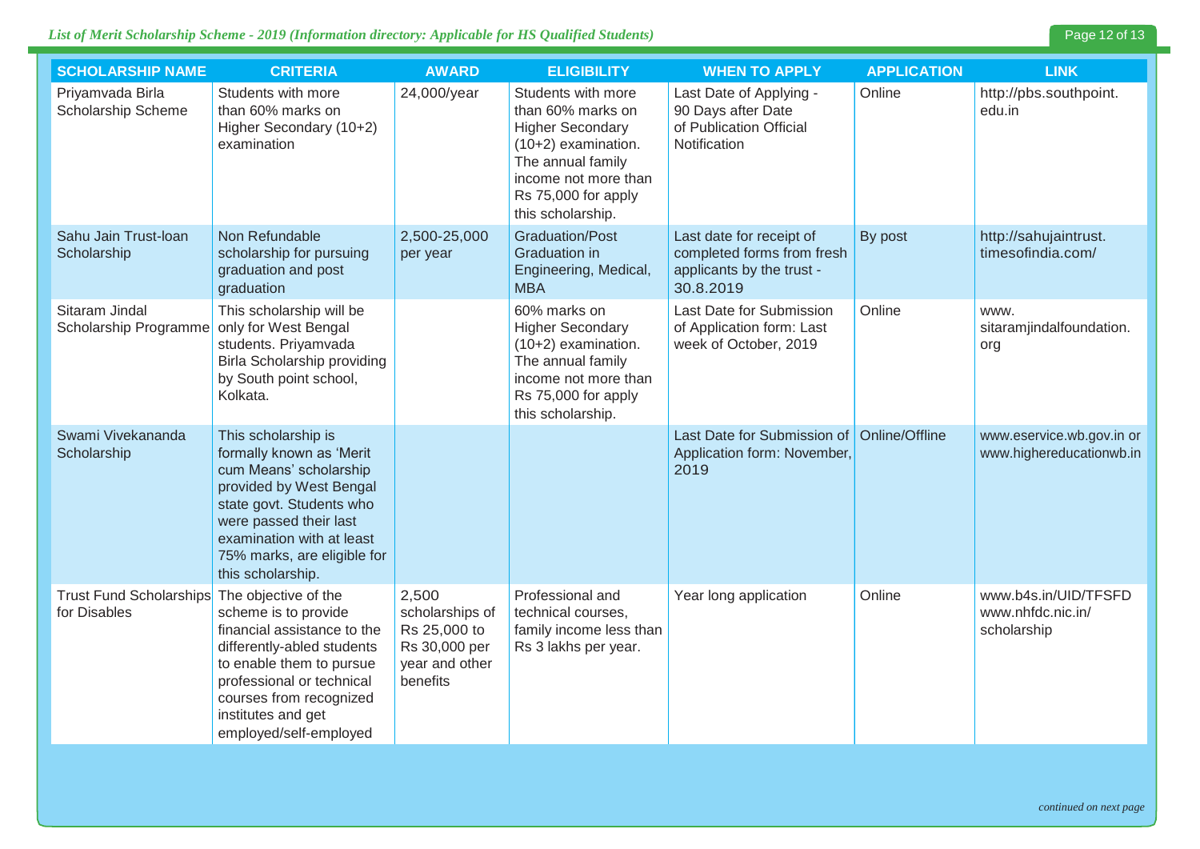| SCHOLARSHIP NAME | CRITERIA | AWARD | ELIGIBILITY | WHEN TO APPLY | APPLICATION | LINK |
|---|---|---|---|---|---|---|
| Priyamvada Birla Scholarship Scheme | Students with more than 60% marks on Higher Secondary (10+2) examination | 24,000/year | Students with more than 60% marks on Higher Secondary (10+2) examination. The annual family income not more than Rs 75,000 for apply this scholarship. | Last Date of Applying - 90 Days after Date of Publication Official Notification | Online | http://pbs.southpoint.edu.in |
| Sahu Jain Trust-loan Scholarship | Non Refundable scholarship for pursuing graduation and post graduation | 2,500-25,000 per year | Graduation/Post Graduation in Engineering, Medical, MBA | Last date for receipt of completed forms from fresh applicants by the trust - 30.8.2019 | By post | http://sahujaintrust.timesofindia.com/ |
| Sitaram Jindal Scholarship Programme | This scholarship will be only for West Bengal students. Priyamvada Birla Scholarship providing by South point school, Kolkata. | | 60% marks on Higher Secondary (10+2) examination. The annual family income not more than Rs 75,000 for apply this scholarship. | Last Date for Submission of Application form: Last week of October, 2019 | Online | www.sitaramjindalfoundation.org |
| Swami Vivekananda Scholarship | This scholarship is formally known as 'Merit cum Means' scholarship provided by West Bengal state govt. Students who were passed their last examination with at least 75% marks, are eligible for this scholarship. | | | Last Date for Submission of Application form: November, 2019 | Online/Offline | www.eservice.wb.gov.in or www.highereducationwb.in |
| Trust Fund Scholarships for Disables | The objective of the scheme is to provide financial assistance to the differently-abled students to enable them to pursue professional or technical courses from recognized institutes and get employed/self-employed | 2,500 scholarships of Rs 25,000 to Rs 30,000 per year and other benefits | Professional and technical courses, family income less than Rs 3 lakhs per year. | Year long application | Online | www.b4s.in/UID/TFSFD www.nhfdc.nic.in/scholarship |

*continued on next page*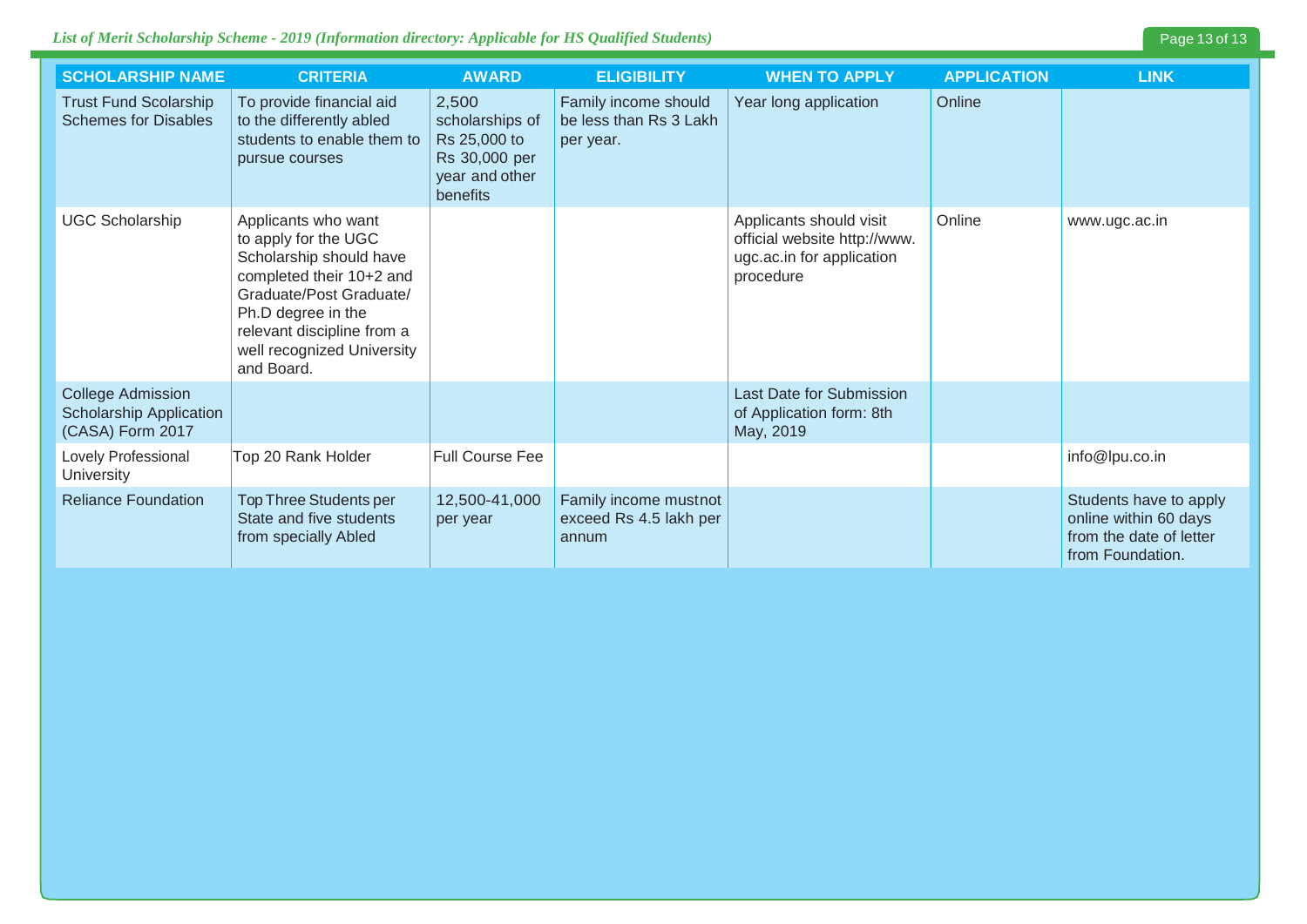| SCHOLARSHIP NAME | CRITERIA | AWARD | ELIGIBILITY | WHEN TO APPLY | APPLICATION | LINK |
|---|---|---|---|---|---|---|
| Trust Fund Scolarship Schemes for Disables | To provide financial aid to the differently abled students to enable them to pursue courses | 2,500 scholarships of Rs 25,000 to Rs 30,000 per year and other benefits | Family income should be less than Rs 3 Lakh per year. | Year long application | Online | |
| UGC Scholarship | Applicants who want to apply for the UGC Scholarship should have completed their 10+2 and Graduate/Post Graduate/ Ph.D degree in the relevant discipline from a well recognized University and Board. | | | Applicants should visit official website http://www.ugc.ac.in for application procedure | Online | www.ugc.ac.in |
| College Admission Scholarship Application (CASA) Form 2017 | | | | Last Date for Submission of Application form: 8th May, 2019 | | |
| Lovely Professional University | Top 20 Rank Holder | Full Course Fee | | | | info@lpu.co.in |
| Reliance Foundation | Top Three Students per State and five students from specially Abled | 12,500-41,000 per year | Family income mustnot exceed Rs 4.5 lakh per annum | | | Students have to apply online within 60 days from the date of letter from Foundation. |